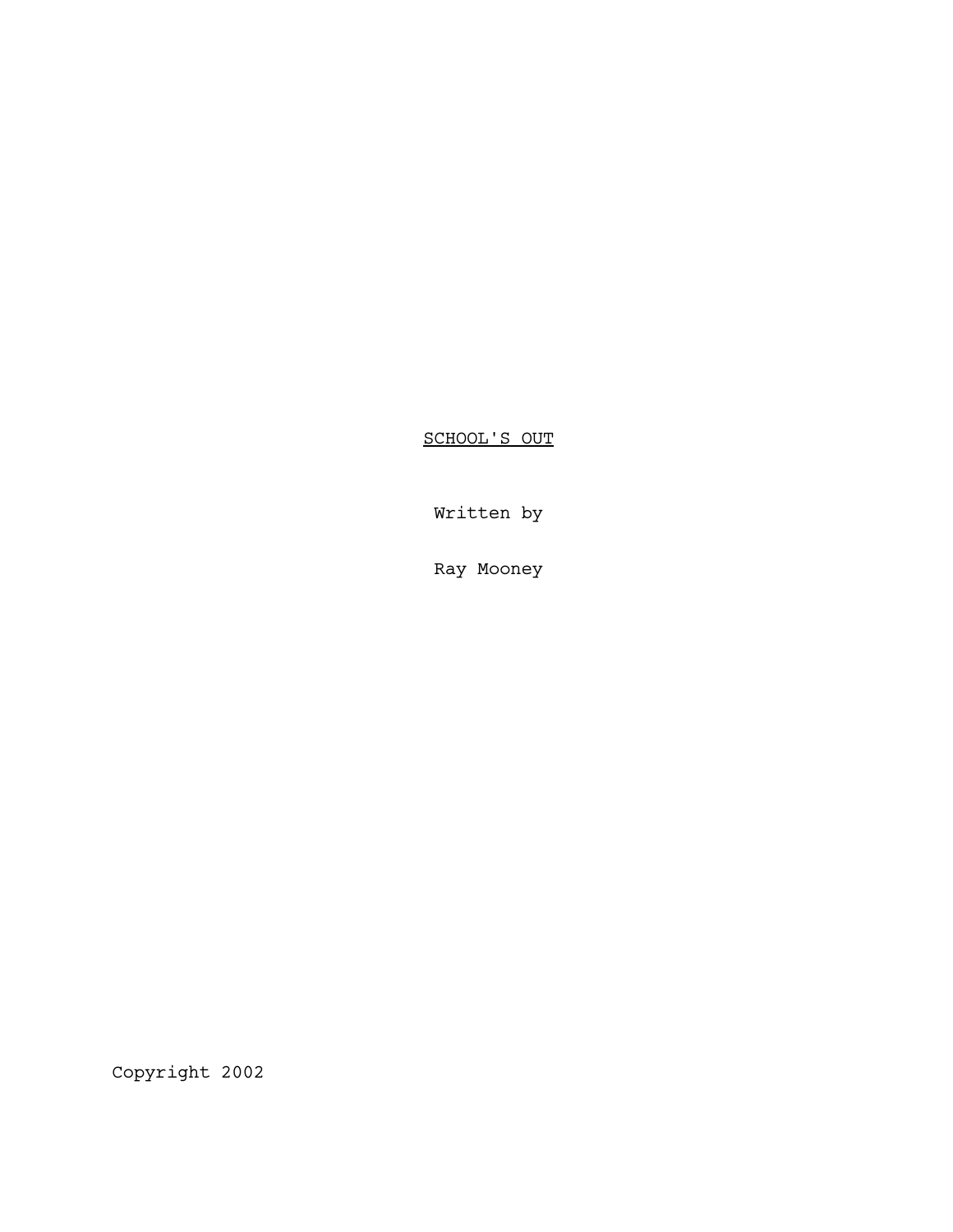# SCHOOL'S OUT

Written by

Ray Mooney

Copyright 2002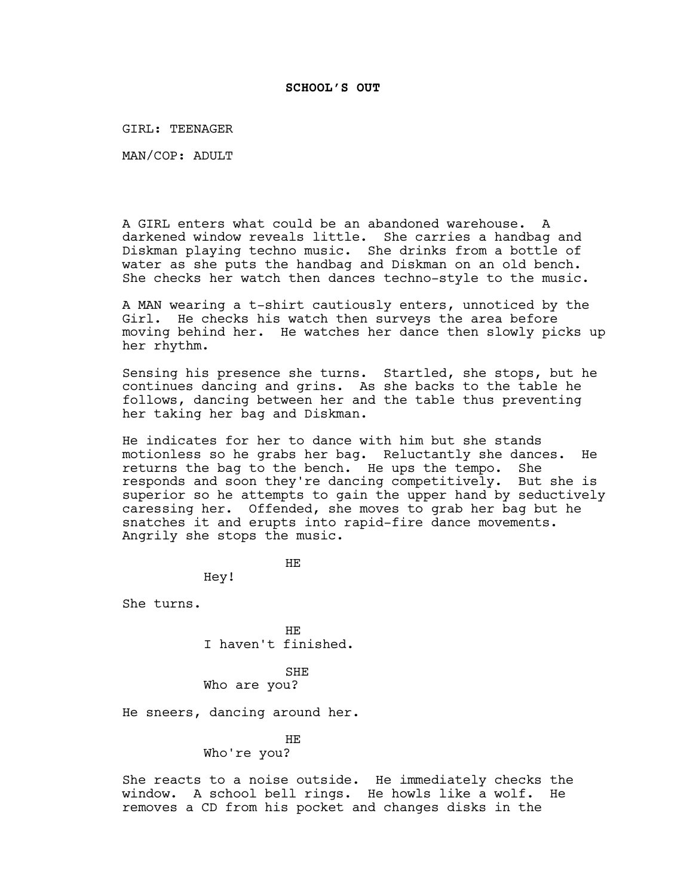**SCHOOL'S OUT**

GIRL: TEENAGER

MAN/COP: ADULT

A GIRL enters what could be an abandoned warehouse. A darkened window reveals little. She carries a handbag and Diskman playing techno music. She drinks from a bottle of water as she puts the handbag and Diskman on an old bench. She checks her watch then dances techno-style to the music.

A MAN wearing a t-shirt cautiously enters, unnoticed by the Girl. He checks his watch then surveys the area before moving behind her. He watches her dance then slowly picks up her rhythm.

Sensing his presence she turns. Startled, she stops, but he continues dancing and grins. As she backs to the table he follows, dancing between her and the table thus preventing her taking her bag and Diskman.

He indicates for her to dance with him but she stands motionless so he grabs her bag. Reluctantly she dances. He returns the bag to the bench. He ups the tempo. She responds and soon they're dancing competitively. But she is superior so he attempts to gain the upper hand by seductively caressing her. Offended, she moves to grab her bag but he snatches it and erupts into rapid-fire dance movements. Angrily she stops the music.

HE

Hey!

She turns.

HE

I haven't finished.

SHE

Who are you?

He sneers, dancing around her.

HE

Who're you?

She reacts to a noise outside. He immediately checks the window. A school bell rings. He howls like a wolf. He removes a CD from his pocket and changes disks in the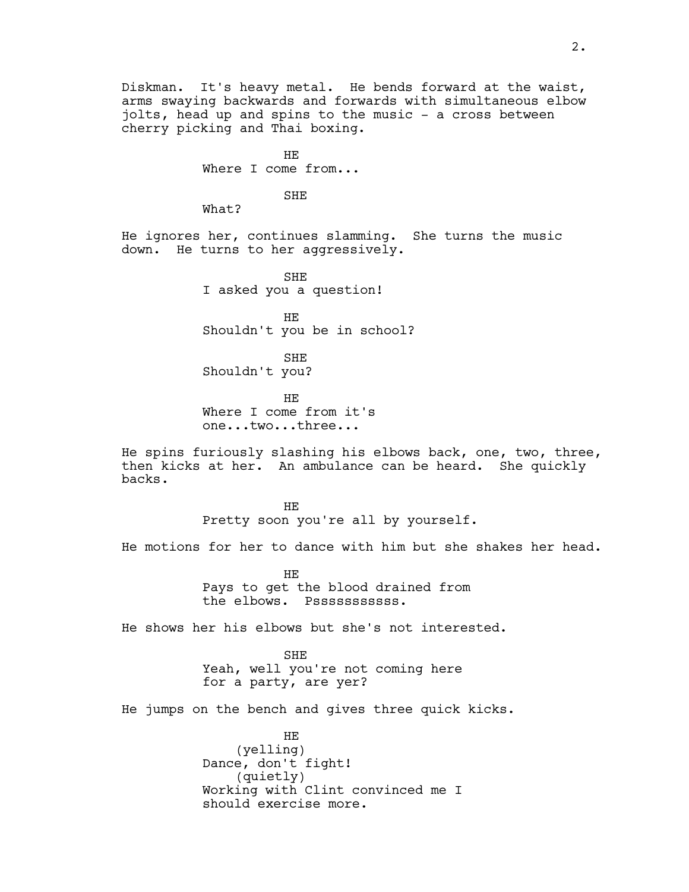Diskman. It's heavy metal. He bends forward at the waist, arms swaying backwards and forwards with simultaneous elbow jolts, head up and spins to the music - a cross between cherry picking and Thai boxing.

HE
Where I come from...

SHE
What?

He ignores her, continues slamming. She turns the music down. He turns to her aggressively.

SHE
I asked you a question!

HE
Shouldn't you be in school?

SHE
Shouldn't you?

HE
Where I come from it's one...two...three...

He spins furiously slashing his elbows back, one, two, three, then kicks at her. An ambulance can be heard. She quickly backs.

HE
Pretty soon you're all by yourself.

He motions for her to dance with him but she shakes her head.

HE
Pays to get the blood drained from the elbows. Psssssssssss.

He shows her his elbows but she's not interested.

SHE
Yeah, well you're not coming here for a party, are yer?

He jumps on the bench and gives three quick kicks.

HE
(yelling)
Dance, don't fight!
(quietly)
Working with Clint convinced me I should exercise more.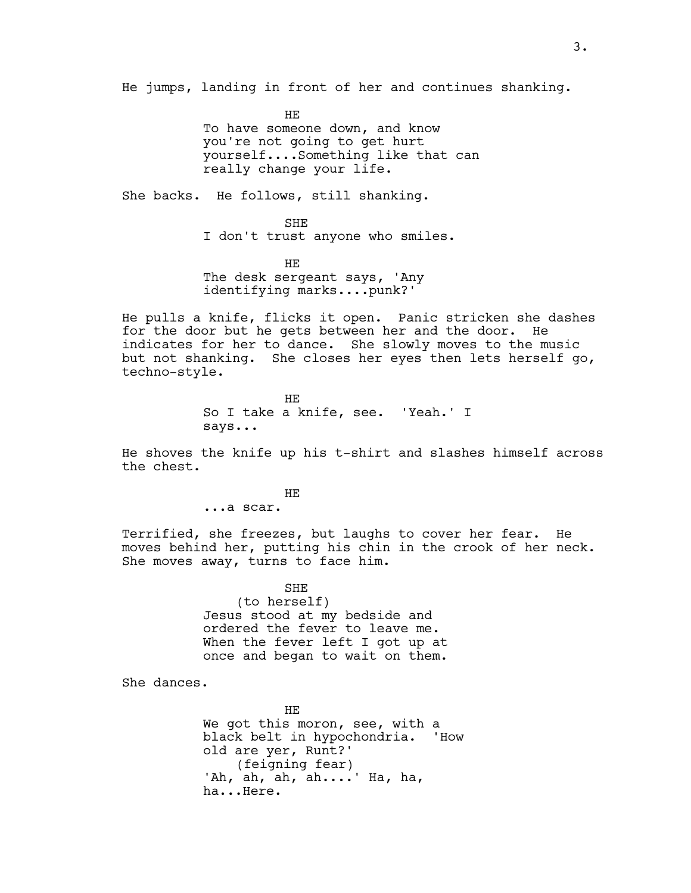He jumps, landing in front of her and continues shanking.

HE

To have someone down, and know you're not going to get hurt yourself....Something like that can really change your life.

She backs. He follows, still shanking.

SHE

I don't trust anyone who smiles.

HE

The desk sergeant says, 'Any identifying marks....punk?'

He pulls a knife, flicks it open. Panic stricken she dashes for the door but he gets between her and the door. He indicates for her to dance. She slowly moves to the music but not shanking. She closes her eyes then lets herself go, techno-style.

HE

So I take a knife, see. 'Yeah.' I says...

He shoves the knife up his t-shirt and slashes himself across the chest.

HE

...a scar.

Terrified, she freezes, but laughs to cover her fear. He moves behind her, putting his chin in the crook of her neck. She moves away, turns to face him.

SHE

(to herself)

Jesus stood at my bedside and ordered the fever to leave me. When the fever left I got up at once and began to wait on them.

She dances.

HE

We got this moron, see, with a black belt in hypochondria. 'How old are yer, Runt?'

(feigning fear)

'Ah, ah, ah, ah....' Ha, ha, ha...Here.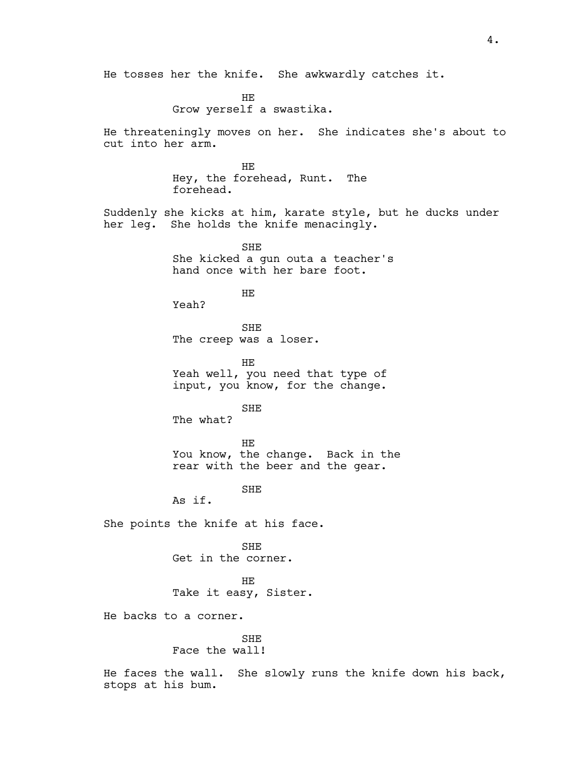He tosses her the knife. She awkwardly catches it.

HE

Grow yerself a swastika.

He threateningly moves on her. She indicates she's about to cut into her arm.

HE

Hey, the forehead, Runt. The forehead.

Suddenly she kicks at him, karate style, but he ducks under her leg. She holds the knife menacingly.

SHE

She kicked a gun outa a teacher's hand once with her bare foot.

HE

Yeah?

SHE

The creep was a loser.

HE

Yeah well, you need that type of input, you know, for the change.

SHE

The what?

HE

You know, the change. Back in the rear with the beer and the gear.

SHE

As if.

She points the knife at his face.

SHE

Get in the corner.

HE

Take it easy, Sister.

He backs to a corner.

SHE

Face the wall!

He faces the wall. She slowly runs the knife down his back, stops at his bum.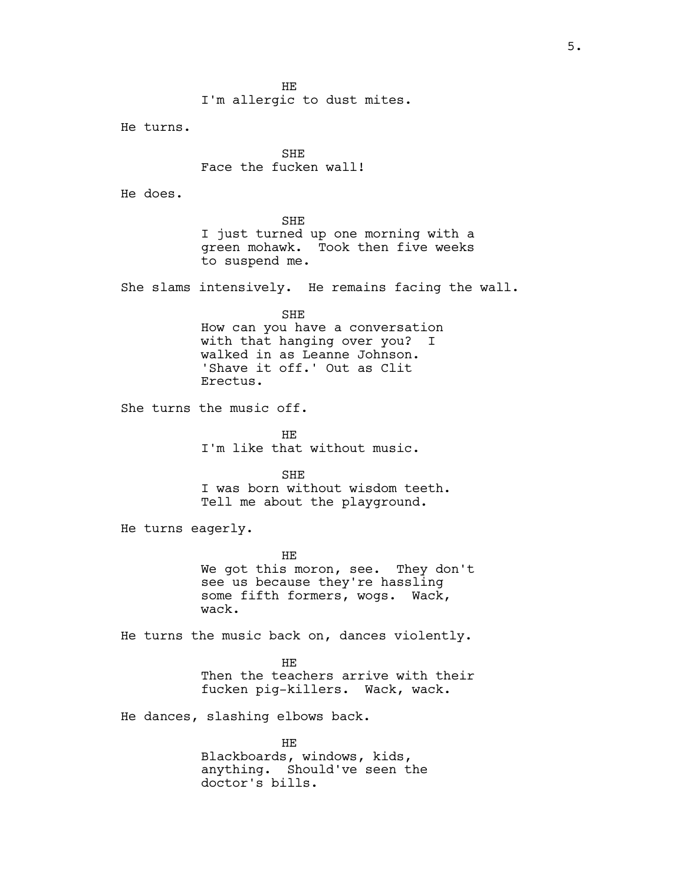HE
I'm allergic to dust mites.

He turns.

SHE
Face the fucken wall!

He does.

SHE
I just turned up one morning with a green mohawk. Took then five weeks to suspend me.

She slams intensively. He remains facing the wall.

SHE
How can you have a conversation with that hanging over you? I walked in as Leanne Johnson. 'Shave it off.' Out as Clit Erectus.

She turns the music off.

HE
I'm like that without music.

SHE
I was born without wisdom teeth. Tell me about the playground.

He turns eagerly.

HE
We got this moron, see. They don't see us because they're hassling some fifth formers, wogs. Wack, wack.

He turns the music back on, dances violently.

HE
Then the teachers arrive with their fucken pig-killers. Wack, wack.

He dances, slashing elbows back.

HE
Blackboards, windows, kids, anything. Should've seen the doctor's bills.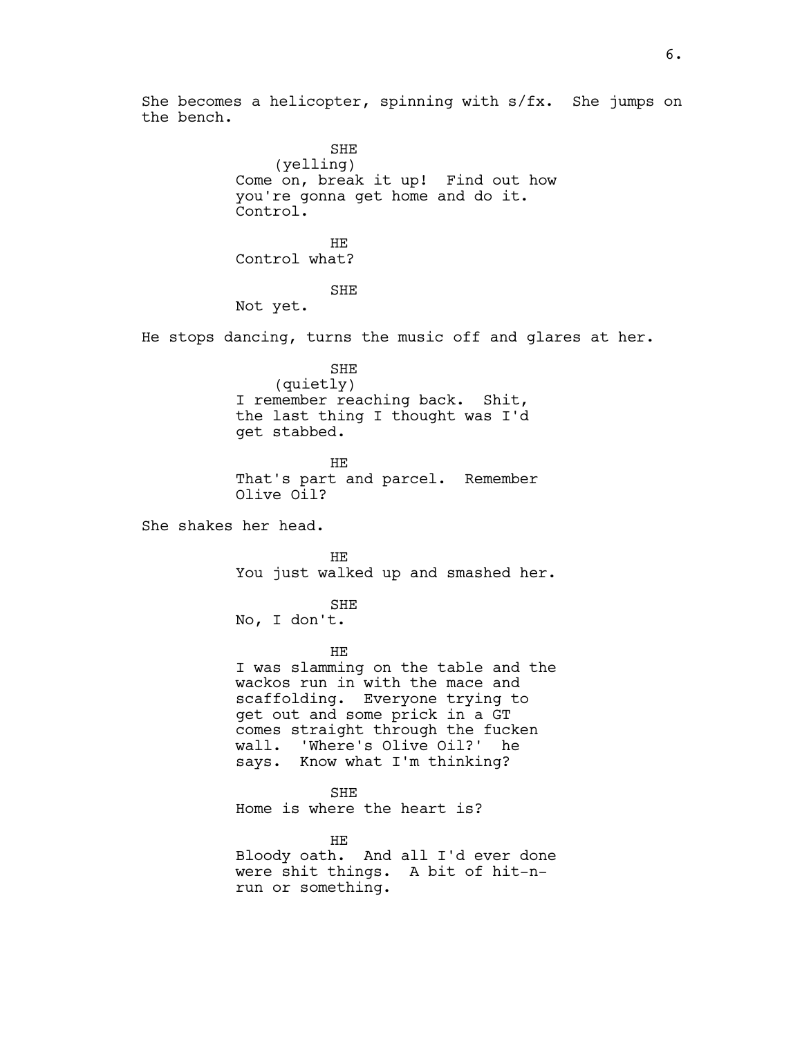She becomes a helicopter, spinning with s/fx. She jumps on the bench.

SHE
(yelling)
Come on, break it up! Find out how you're gonna get home and do it. Control.

HE
Control what?

SHE
Not yet.

He stops dancing, turns the music off and glares at her.

SHE
(quietly)
I remember reaching back. Shit, the last thing I thought was I'd get stabbed.

HE
That's part and parcel. Remember Olive Oil?

She shakes her head.

HE
You just walked up and smashed her.

SHE
No, I don't.

HE
I was slamming on the table and the wackos run in with the mace and scaffolding. Everyone trying to get out and some prick in a GT comes straight through the fucken wall. 'Where's Olive Oil?' he says. Know what I'm thinking?

SHE
Home is where the heart is?

HE
Bloody oath. And all I'd ever done were shit things. A bit of hit-n-run or something.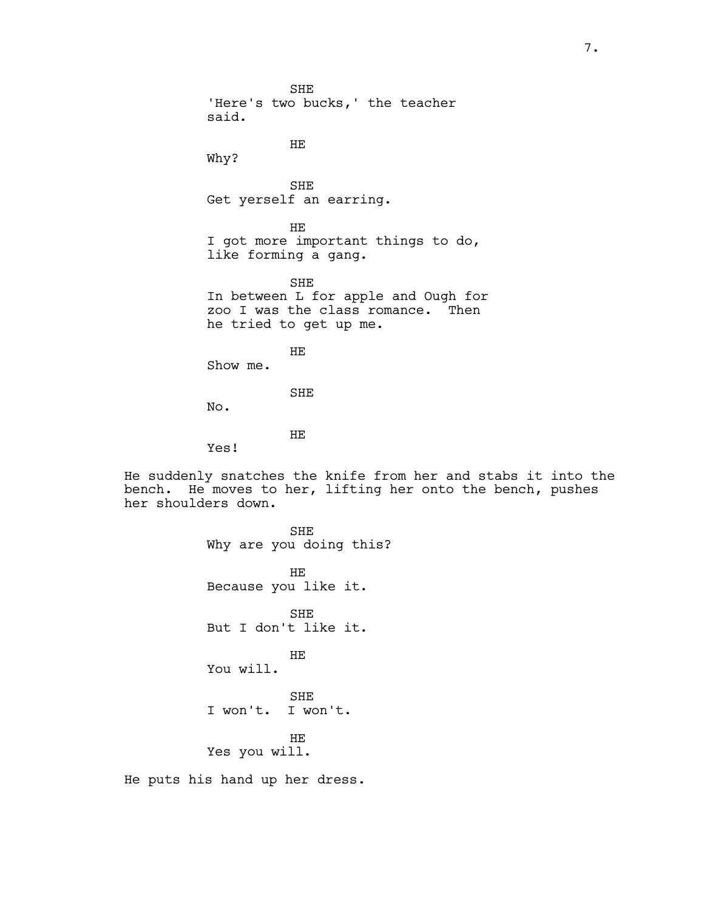SHE
'Here's two bucks,' the teacher said.

HE
Why?

SHE
Get yerself an earring.

HE
I got more important things to do, like forming a gang.

SHE
In between L for apple and Ough for zoo I was the class romance. Then he tried to get up me.

HE
Show me.

SHE
No.

HE
Yes!

He suddenly snatches the knife from her and stabs it into the bench. He moves to her, lifting her onto the bench, pushes her shoulders down.

SHE
Why are you doing this?

HE
Because you like it.

SHE
But I don't like it.

HE
You will.

SHE
I won't. I won't.

HE
Yes you will.

He puts his hand up her dress.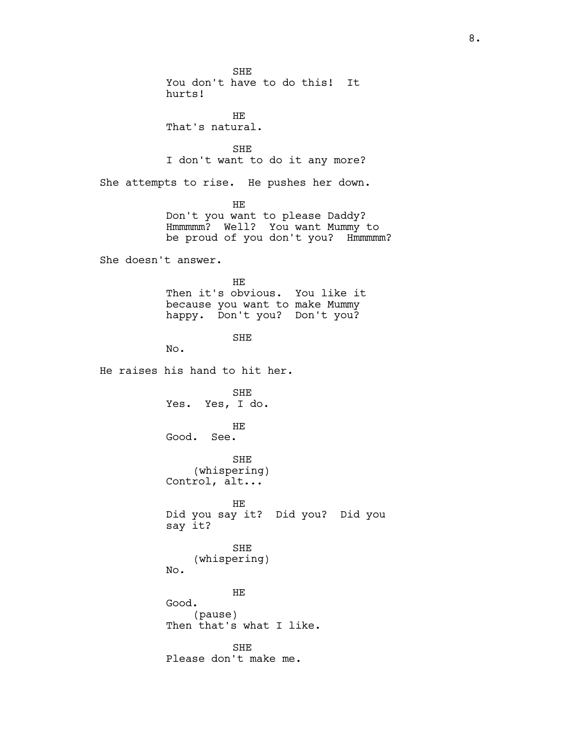SHE
You don't have to do this! It hurts!

HE
That's natural.

SHE
I don't want to do it any more?

She attempts to rise. He pushes her down.

HE
Don't you want to please Daddy? Hmmmmm? Well? You want Mummy to be proud of you don't you? Hmmmmm?

She doesn't answer.

HE
Then it's obvious. You like it because you want to make Mummy happy. Don't you? Don't you?

SHE
No.

He raises his hand to hit her.

SHE
Yes. Yes, I do.

HE
Good. See.

SHE
(whispering)
Control, alt...

HE
Did you say it? Did you? Did you say it?

SHE
(whispering)
No.

HE
Good.
(pause)
Then that's what I like.

SHE
Please don't make me.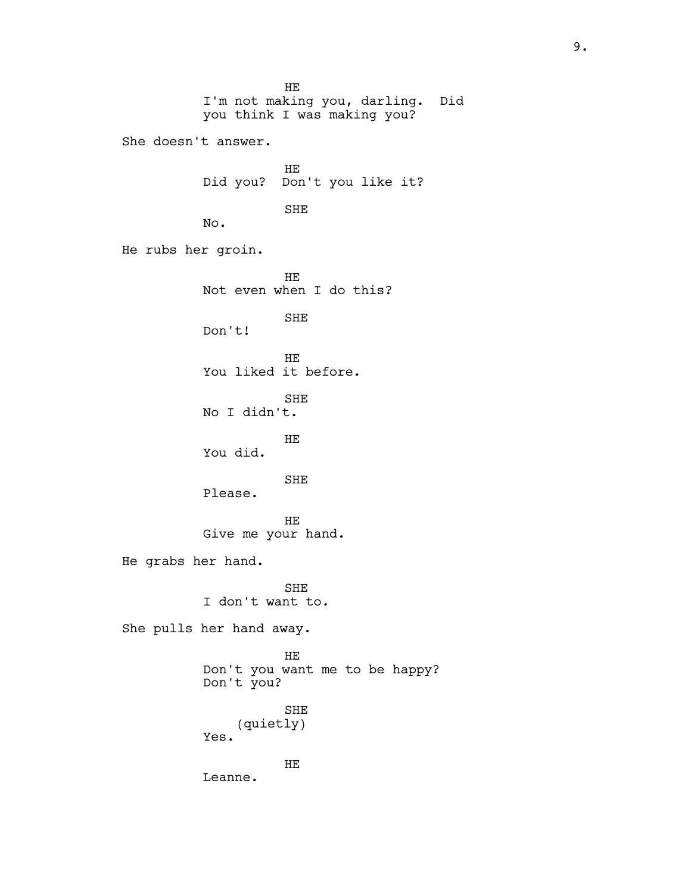HE
I'm not making you, darling. Did you think I was making you?

She doesn't answer.

HE
Did you? Don't you like it?

SHE
No.

He rubs her groin.

HE
Not even when I do this?

SHE
Don't!

HE
You liked it before.

SHE
No I didn't.

HE
You did.

SHE
Please.

HE
Give me your hand.

He grabs her hand.

SHE
I don't want to.

She pulls her hand away.

HE
Don't you want me to be happy? Don't you?

SHE
(quietly)
Yes.

HE
Leanne.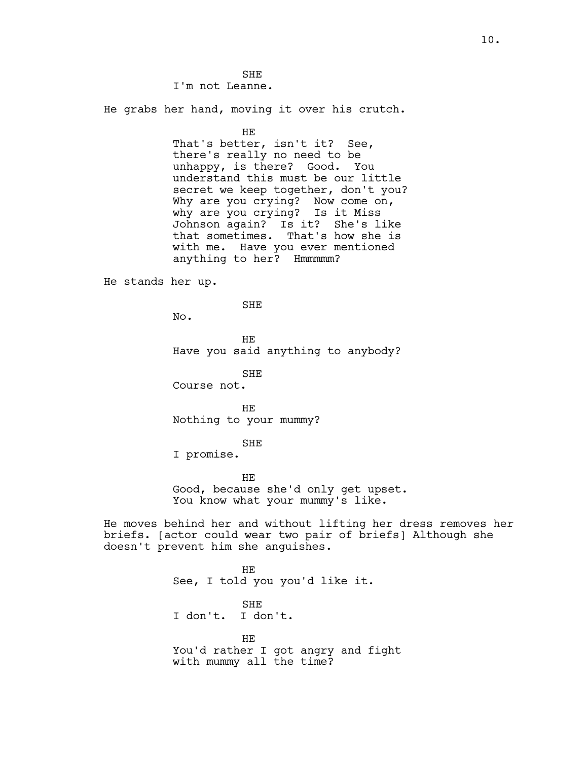SHE

I'm not Leanne.

He grabs her hand, moving it over his crutch.

HE

That's better, isn't it? See, there's really no need to be unhappy, is there? Good. You understand this must be our little secret we keep together, don't you? Why are you crying? Now come on, why are you crying? Is it Miss Johnson again? Is it? She's like that sometimes. That's how she is with me. Have you ever mentioned anything to her? Hmmmmm?

He stands her up.

SHE

No.

HE

Have you said anything to anybody?

SHE

Course not.

HE

Nothing to your mummy?

SHE

I promise.

HE

Good, because she'd only get upset. You know what your mummy's like.

He moves behind her and without lifting her dress removes her briefs. [actor could wear two pair of briefs] Although she doesn't prevent him she anguishes.

HE

See, I told you you'd like it.

SHE

I don't. I don't.

HE

You'd rather I got angry and fight with mummy all the time?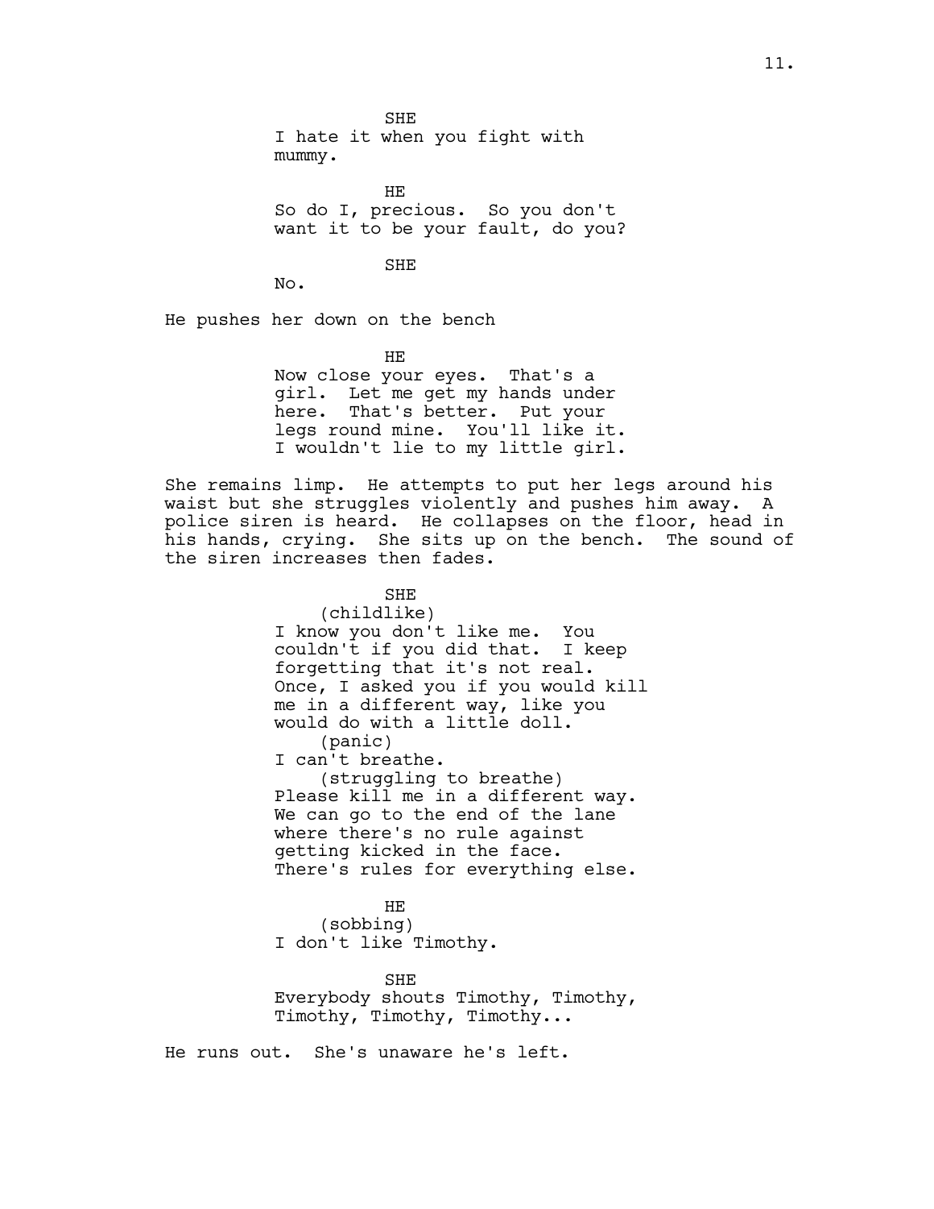SHE
I hate it when you fight with mummy.

HE
So do I, precious. So you don't want it to be your fault, do you?

SHE
No.

He pushes her down on the bench

HE
Now close your eyes. That's a girl. Let me get my hands under here. That's better. Put your legs round mine. You'll like it. I wouldn't lie to my little girl.

She remains limp. He attempts to put her legs around his waist but she struggles violently and pushes him away. A police siren is heard. He collapses on the floor, head in his hands, crying. She sits up on the bench. The sound of the siren increases then fades.

SHE
(childlike)
I know you don't like me. You couldn't if you did that. I keep forgetting that it's not real. Once, I asked you if you would kill me in a different way, like you would do with a little doll.
(panic)
I can't breathe.
(struggling to breathe)
Please kill me in a different way. We can go to the end of the lane where there's no rule against getting kicked in the face. There's rules for everything else.

HE
(sobbing)
I don't like Timothy.

SHE
Everybody shouts Timothy, Timothy, Timothy, Timothy, Timothy...

He runs out. She's unaware he's left.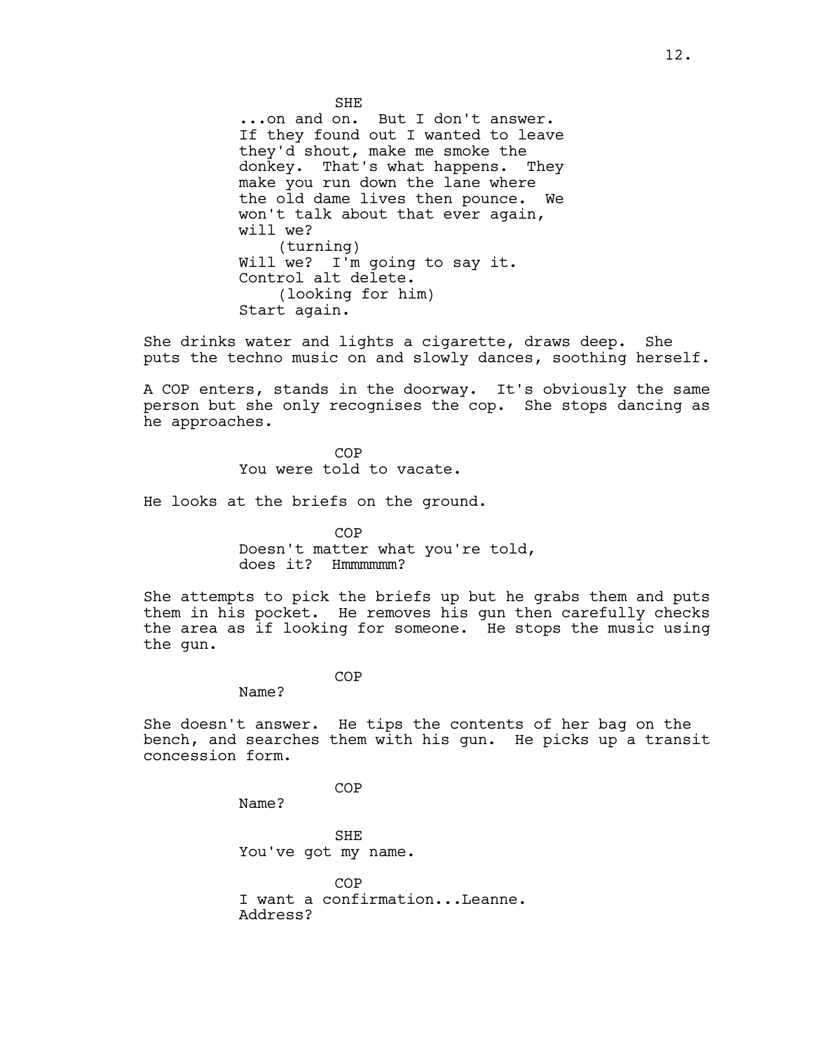SHE

...on and on. But I don't answer. If they found out I wanted to leave they'd shout, make me smoke the donkey. That's what happens. They make you run down the lane where the old dame lives then pounce. We won't talk about that ever again, will we?

(turning)

Will we? I'm going to say it. Control alt delete.

(looking for him)

Start again.

She drinks water and lights a cigarette, draws deep. She puts the techno music on and slowly dances, soothing herself.

A COP enters, stands in the doorway. It's obviously the same person but she only recognises the cop. She stops dancing as he approaches.

COP

You were told to vacate.

He looks at the briefs on the ground.

COP

Doesn't matter what you're told, does it? Hmmmmmm?

She attempts to pick the briefs up but he grabs them and puts them in his pocket. He removes his gun then carefully checks the area as if looking for someone. He stops the music using the gun.

COP

Name?

She doesn't answer. He tips the contents of her bag on the bench, and searches them with his gun. He picks up a transit concession form.

COP

Name?

SHE

You've got my name.

COP

I want a confirmation...Leanne. Address?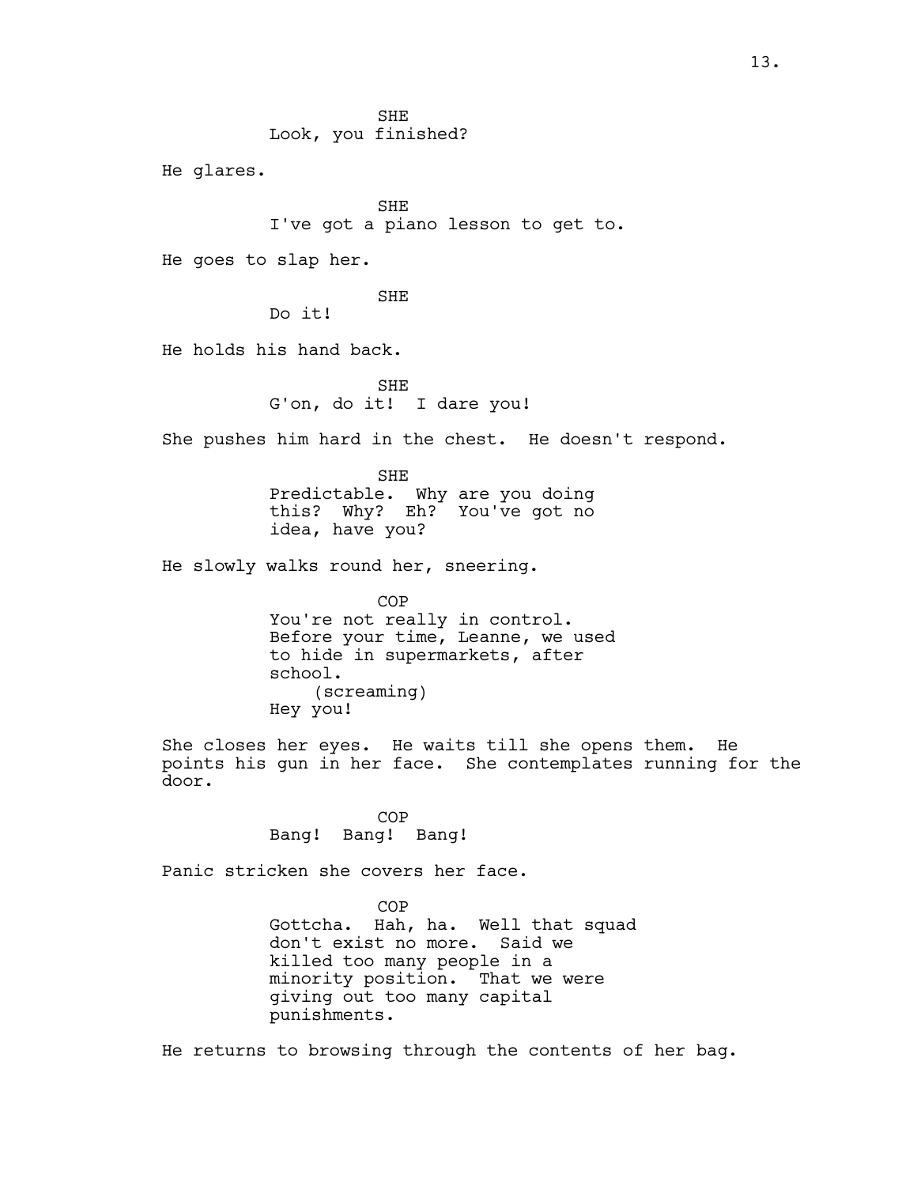SHE
Look, you finished?

He glares.

SHE
I've got a piano lesson to get to.

He goes to slap her.

SHE
Do it!

He holds his hand back.

SHE
G'on, do it!  I dare you!

She pushes him hard in the chest.  He doesn't respond.

SHE
Predictable.  Why are you doing this?  Why?  Eh?  You've got no idea, have you?

He slowly walks round her, sneering.

COP
You're not really in control.  Before your time, Leanne, we used to hide in supermarkets, after school.
(screaming)
Hey you!

She closes her eyes.  He waits till she opens them.  He points his gun in her face.  She contemplates running for the door.

COP
Bang!  Bang!  Bang!

Panic stricken she covers her face.

COP
Gottcha.  Hah, ha.  Well that squad don't exist no more.  Said we killed too many people in a minority position.  That we were giving out too many capital punishments.

He returns to browsing through the contents of her bag.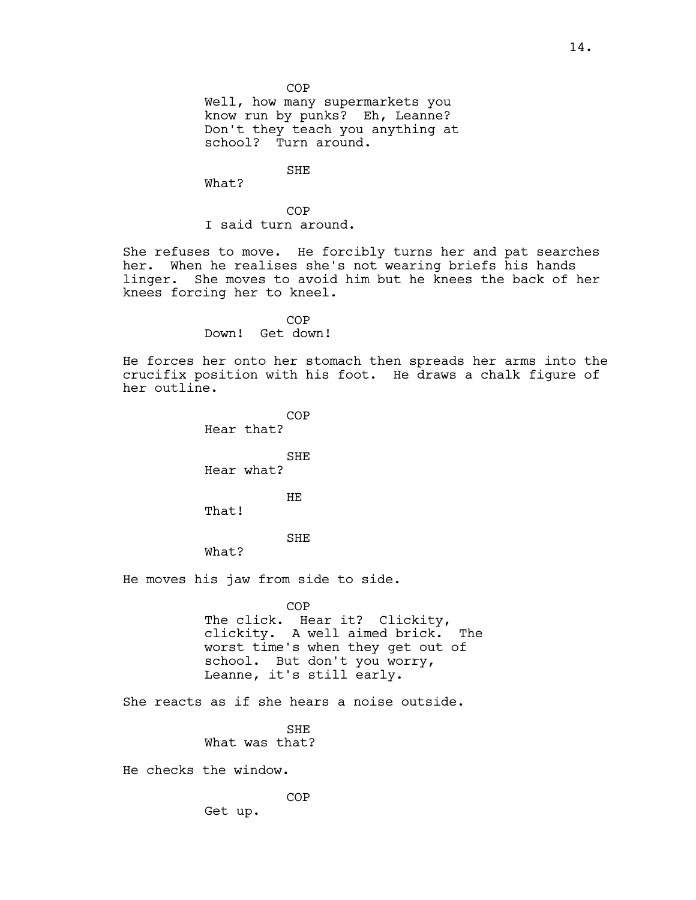COP
Well, how many supermarkets you know run by punks? Eh, Leanne? Don't they teach you anything at school? Turn around.

SHE
What?

COP
I said turn around.

She refuses to move. He forcibly turns her and pat searches her. When he realises she's not wearing briefs his hands linger. She moves to avoid him but he knees the back of her knees forcing her to kneel.

COP
Down! Get down!

He forces her onto her stomach then spreads her arms into the crucifix position with his foot. He draws a chalk figure of her outline.

COP
Hear that?

SHE
Hear what?

HE
That!

SHE
What?

He moves his jaw from side to side.

COP
The click. Hear it? Clickity, clickity. A well aimed brick. The worst time's when they get out of school. But don't you worry, Leanne, it's still early.

She reacts as if she hears a noise outside.

SHE
What was that?

He checks the window.

COP
Get up.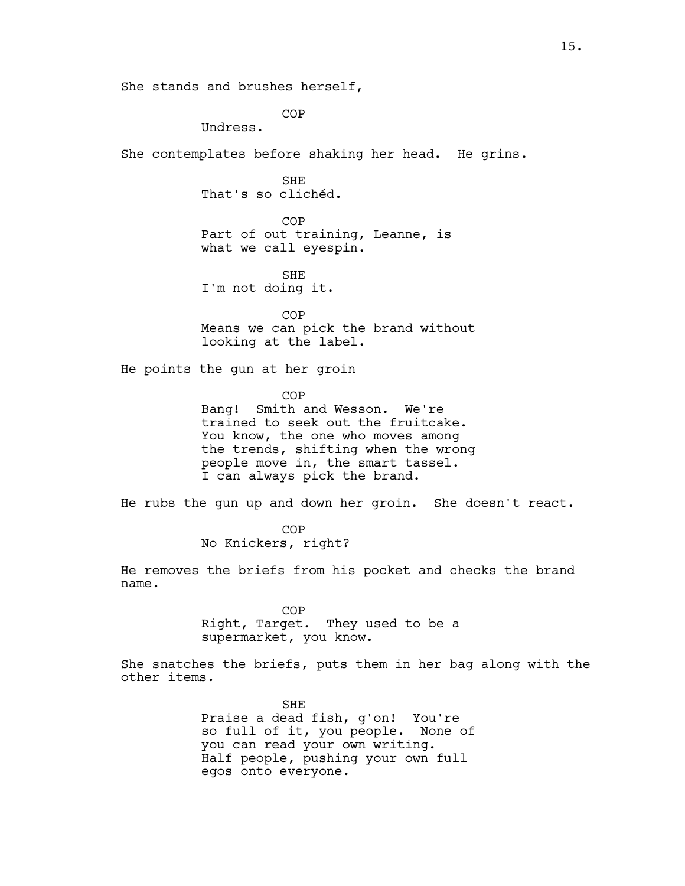She stands and brushes herself,

COP
Undress.

She contemplates before shaking her head. He grins.

SHE
That's so clichéd.

COP
Part of out training, Leanne, is what we call eyespin.

SHE
I'm not doing it.

COP
Means we can pick the brand without looking at the label.

He points the gun at her groin

COP
Bang! Smith and Wesson. We're trained to seek out the fruitcake. You know, the one who moves among the trends, shifting when the wrong people move in, the smart tassel. I can always pick the brand.

He rubs the gun up and down her groin. She doesn't react.

COP
No Knickers, right?

He removes the briefs from his pocket and checks the brand name.

COP
Right, Target. They used to be a supermarket, you know.

She snatches the briefs, puts them in her bag along with the other items.

SHE
Praise a dead fish, g'on! You're so full of it, you people. None of you can read your own writing. Half people, pushing your own full egos onto everyone.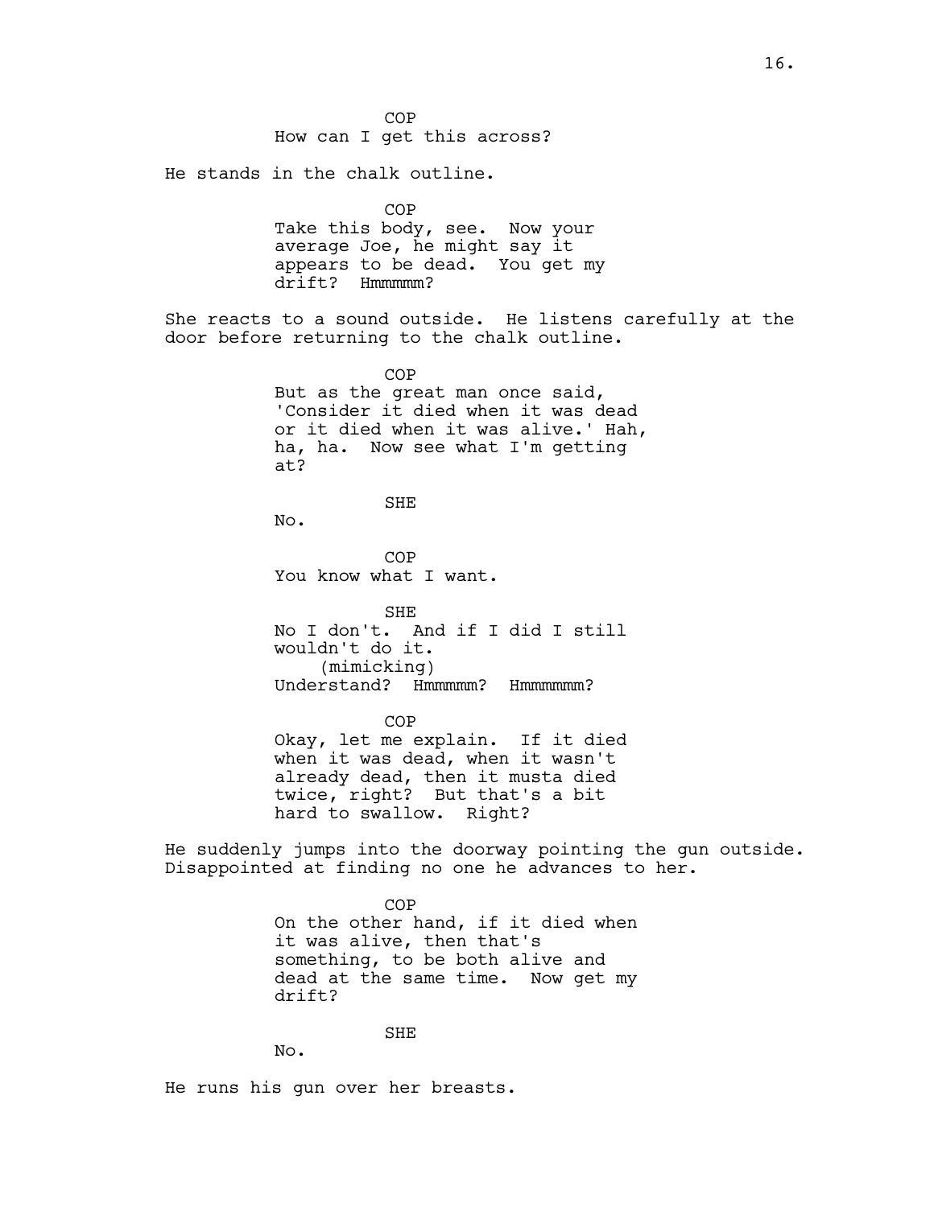COP
How can I get this across?

He stands in the chalk outline.

COP
Take this body, see. Now your average Joe, he might say it appears to be dead. You get my drift? Hmmmmm?

She reacts to a sound outside. He listens carefully at the door before returning to the chalk outline.

COP
But as the great man once said, 'Consider it died when it was dead or it died when it was alive.' Hah, ha, ha. Now see what I'm getting at?

SHE
No.

COP
You know what I want.

SHE
No I don't. And if I did I still wouldn't do it.
(mimicking)
Understand? Hmmmmm? Hmmmmmm?

COP
Okay, let me explain. If it died when it was dead, when it wasn't already dead, then it musta died twice, right? But that's a bit hard to swallow. Right?

He suddenly jumps into the doorway pointing the gun outside. Disappointed at finding no one he advances to her.

COP
On the other hand, if it died when it was alive, then that's something, to be both alive and dead at the same time. Now get my drift?

SHE
No.

He runs his gun over her breasts.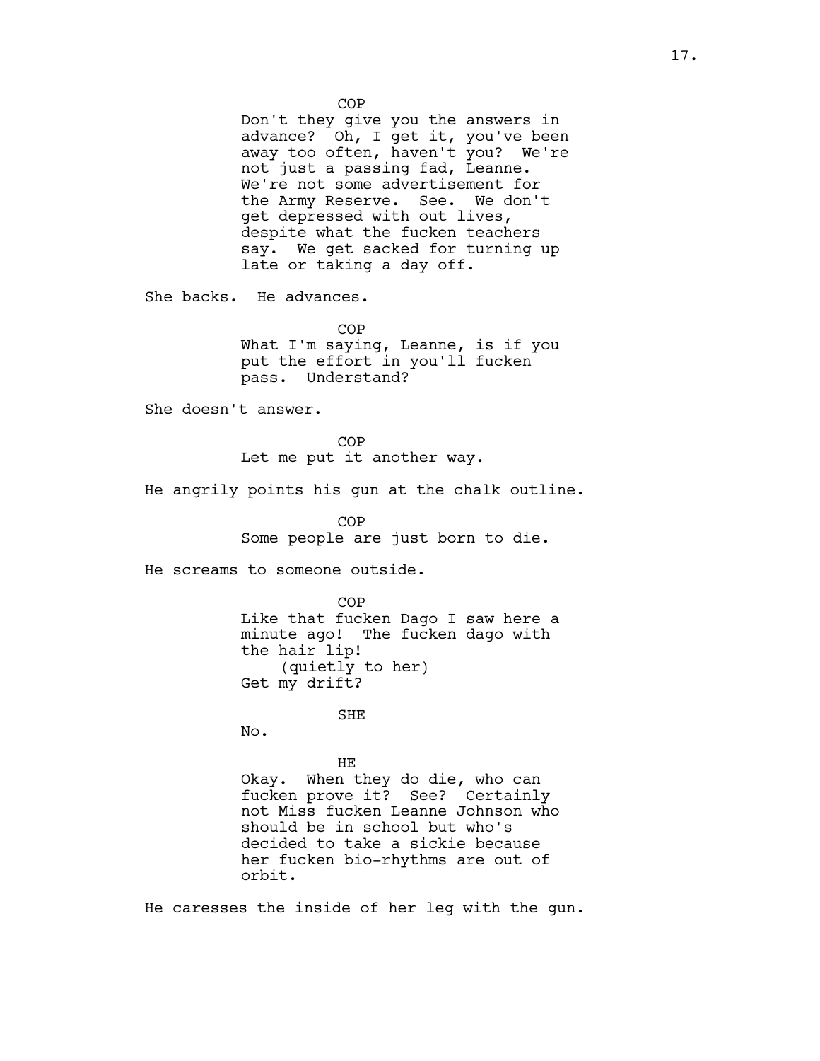COP

Don't they give you the answers in advance? Oh, I get it, you've been away too often, haven't you? We're not just a passing fad, Leanne. We're not some advertisement for the Army Reserve. See. We don't get depressed with out lives, despite what the fucken teachers say. We get sacked for turning up late or taking a day off.

She backs. He advances.

COP

What I'm saying, Leanne, is if you put the effort in you'll fucken pass. Understand?

She doesn't answer.

COP

Let me put it another way.

He angrily points his gun at the chalk outline.

COP

Some people are just born to die.

He screams to someone outside.

COP

Like that fucken Dago I saw here a minute ago! The fucken dago with the hair lip!

(quietly to her)

Get my drift?

SHE

No.

HE

Okay. When they do die, who can fucken prove it? See? Certainly not Miss fucken Leanne Johnson who should be in school but who's decided to take a sickie because her fucken bio-rhythms are out of orbit.

He caresses the inside of her leg with the gun.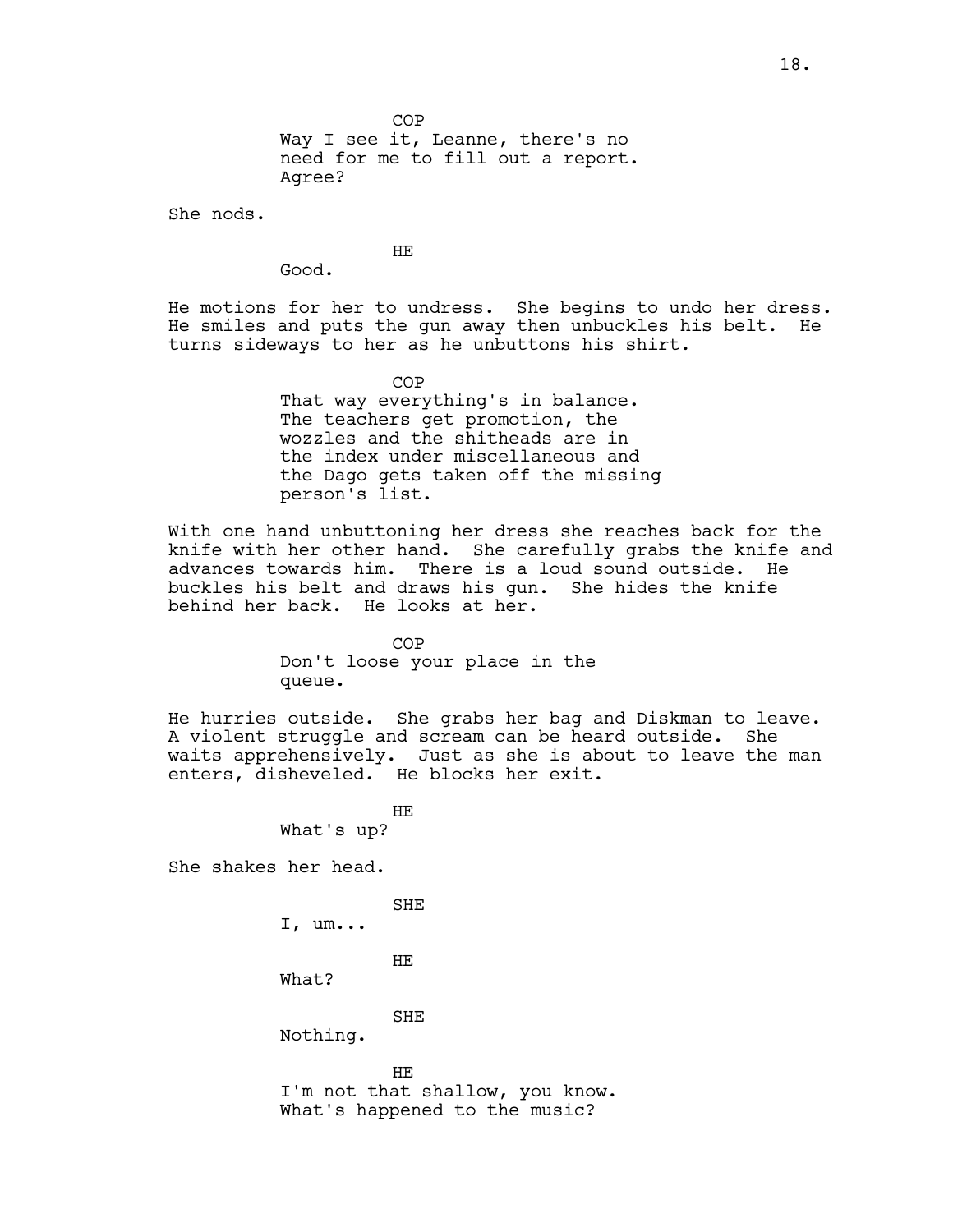COP
Way I see it, Leanne, there's no need for me to fill out a report. Agree?

She nods.

HE
Good.

He motions for her to undress. She begins to undo her dress. He smiles and puts the gun away then unbuckles his belt. He turns sideways to her as he unbuttons his shirt.

COP
That way everything's in balance. The teachers get promotion, the wozzles and the shitheads are in the index under miscellaneous and the Dago gets taken off the missing person's list.

With one hand unbuttoning her dress she reaches back for the knife with her other hand. She carefully grabs the knife and advances towards him. There is a loud sound outside. He buckles his belt and draws his gun. She hides the knife behind her back. He looks at her.

COP
Don't loose your place in the queue.

He hurries outside. She grabs her bag and Diskman to leave. A violent struggle and scream can be heard outside. She waits apprehensively. Just as she is about to leave the man enters, disheveled. He blocks her exit.

HE
What's up?

She shakes her head.

SHE
I, um...

HE
What?

SHE
Nothing.

HE
I'm not that shallow, you know. What's happened to the music?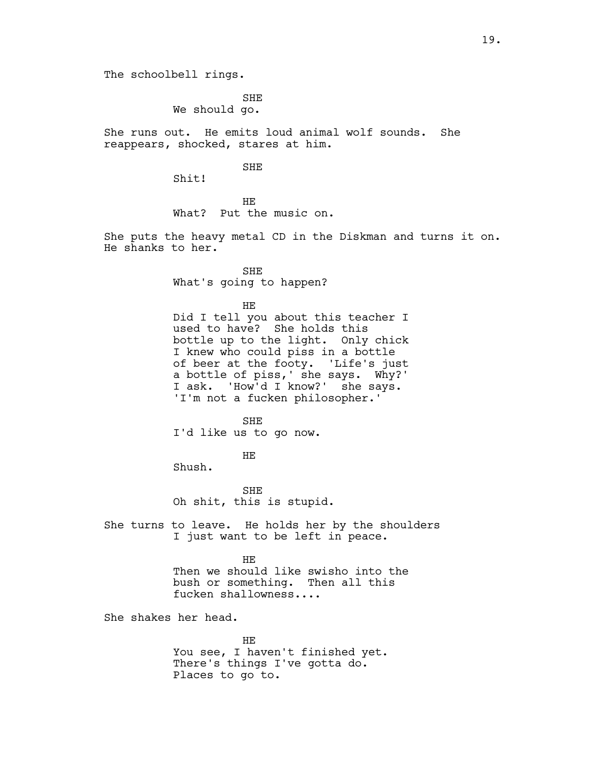The schoolbell rings.

SHE
We should go.

She runs out. He emits loud animal wolf sounds. She reappears, shocked, stares at him.

SHE
Shit!

HE
What? Put the music on.

She puts the heavy metal CD in the Diskman and turns it on. He shanks to her.

SHE
What's going to happen?

HE
Did I tell you about this teacher I used to have? She holds this bottle up to the light. Only chick I knew who could piss in a bottle of beer at the footy. 'Life's just a bottle of piss,' she says. Why?' I ask. 'How'd I know?' she says. 'I'm not a fucken philosopher.'

SHE
I'd like us to go now.

HE
Shush.

SHE
Oh shit, this is stupid.

She turns to leave. He holds her by the shoulders
I just want to be left in peace.

HE
Then we should like swisho into the bush or something. Then all this fucken shallowness....

She shakes her head.

HE
You see, I haven't finished yet. There's things I've gotta do. Places to go to.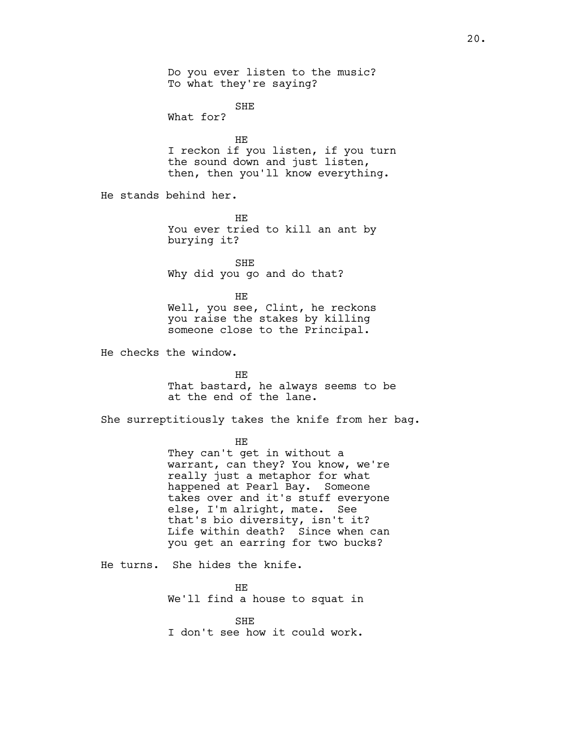Do you ever listen to the music?
To what they're saying?

SHE
What for?

HE
I reckon if you listen, if you turn the sound down and just listen, then, then you'll know everything.

He stands behind her.

HE
You ever tried to kill an ant by burying it?

SHE
Why did you go and do that?

HE
Well, you see, Clint, he reckons you raise the stakes by killing someone close to the Principal.

He checks the window.

HE
That bastard, he always seems to be at the end of the lane.

She surreptitiously takes the knife from her bag.

HE
They can't get in without a warrant, can they? You know, we're really just a metaphor for what happened at Pearl Bay. Someone takes over and it's stuff everyone else, I'm alright, mate. See that's bio diversity, isn't it? Life within death? Since when can you get an earring for two bucks?

He turns. She hides the knife.

HE
We'll find a house to squat in

SHE
I don't see how it could work.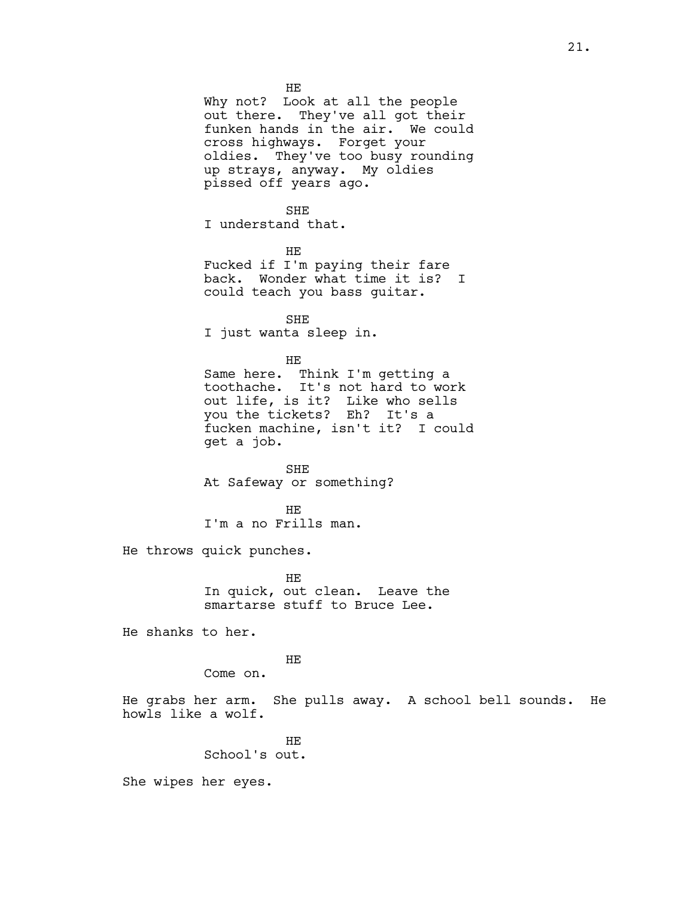HE

Why not? Look at all the people out there. They've all got their funken hands in the air. We could cross highways. Forget your oldies. They've too busy rounding up strays, anyway. My oldies pissed off years ago.

SHE

I understand that.

HE

Fucked if I'm paying their fare back. Wonder what time it is? I could teach you bass guitar.

SHE

I just wanta sleep in.

HE

Same here. Think I'm getting a toothache. It's not hard to work out life, is it? Like who sells you the tickets? Eh? It's a fucken machine, isn't it? I could get a job.

SHE

At Safeway or something?

HE

I'm a no Frills man.

He throws quick punches.

HE

In quick, out clean. Leave the smartarse stuff to Bruce Lee.

He shanks to her.

HE

Come on.

He grabs her arm. She pulls away. A school bell sounds. He howls like a wolf.

HE

School's out.

She wipes her eyes.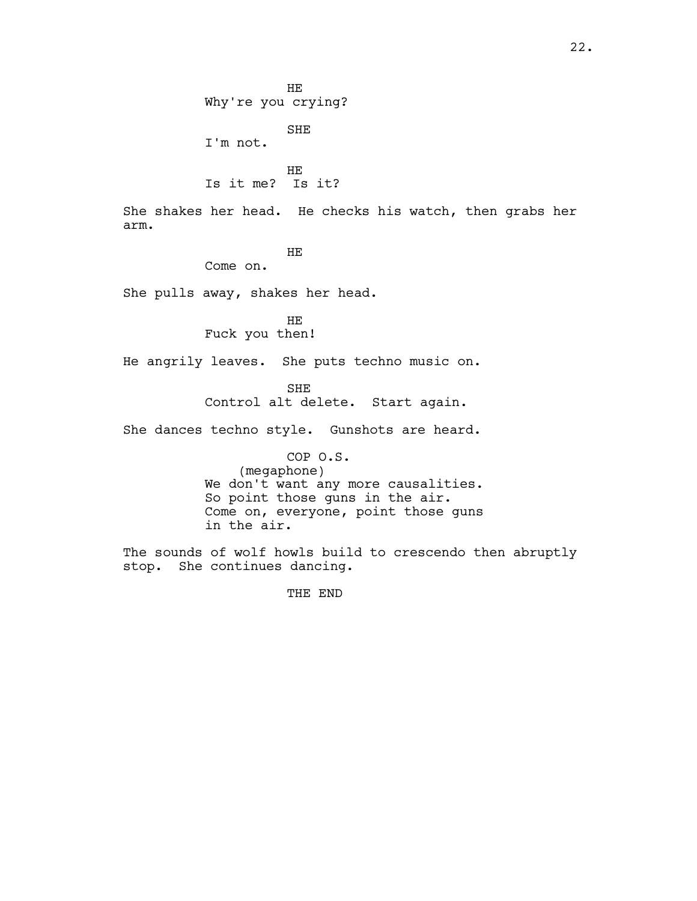HE
Why're you crying?

SHE
I'm not.

HE
Is it me?  Is it?

She shakes her head.  He checks his watch, then grabs her arm.

HE
Come on.

She pulls away, shakes her head.

HE
Fuck you then!

He angrily leaves.  She puts techno music on.

SHE
Control alt delete.  Start again.

She dances techno style.  Gunshots are heard.

COP O.S.
(megaphone)
We don't want any more causalities.
So point those guns in the air.
Come on, everyone, point those guns
in the air.

The sounds of wolf howls build to crescendo then abruptly stop.  She continues dancing.

THE END